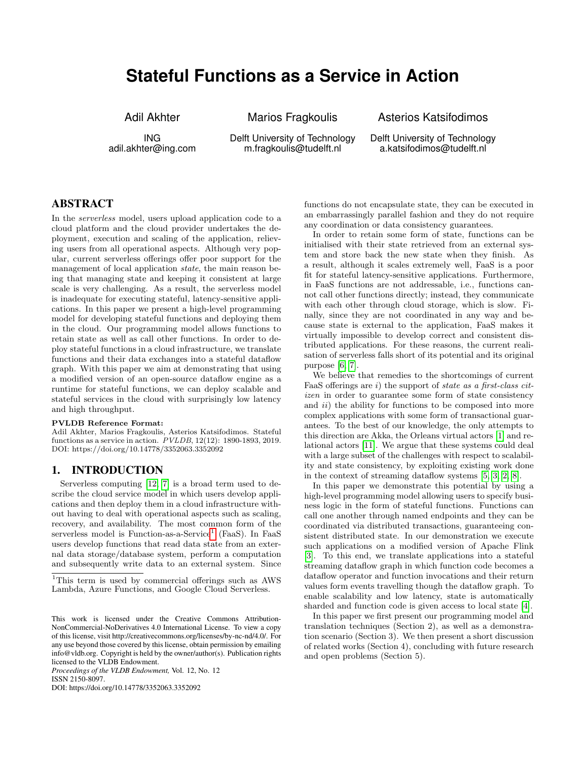# Stateful Functions as a Service in Action

Adil Akhter
ING
adil.akhter@ing.com

Marios Fragkoulis
Delft University of Technology
m.fragkoulis@tudelft.nl

Asterios Katsifodimos
Delft University of Technology
a.katsifodimos@tudelft.nl

## ABSTRACT

In the *serverless* model, users upload application code to a cloud platform and the cloud provider undertakes the deployment, execution and scaling of the application, relieving users from all operational aspects. Although very popular, current serverless offerings offer poor support for the management of local application *state*, the main reason being that managing state and keeping it consistent at large scale is very challenging. As a result, the serverless model is inadequate for executing stateful, latency-sensitive applications. In this paper we present a high-level programming model for developing stateful functions and deploying them in the cloud. Our programming model allows functions to retain state as well as call other functions. In order to deploy stateful functions in a cloud infrastructure, we translate functions and their data exchanges into a stateful dataflow graph. With this paper we aim at demonstrating that using a modified version of an open-source dataflow engine as a runtime for stateful functions, we can deploy scalable and stateful services in the cloud with surprisingly low latency and high throughput.

**PVLDB Reference Format:**
Adil Akhter, Marios Fragkoulis, Asterios Katsifodimos. Stateful functions as a service in action. *PVLDB*, 12(12): 1890-1893, 2019.
DOI: https://doi.org/10.14778/3352063.3352092

## 1. INTRODUCTION

Serverless computing [12, 7] is a broad term used to describe the cloud service model in which users develop applications and then deploy them in a cloud infrastructure without having to deal with operational aspects such as scaling, recovery, and availability. The most common form of the serverless model is Function-as-a-Service[1] (FaaS). In FaaS users develop functions that read data state from an external data storage/database system, perform a computation and subsequently write data to an external system. Since functions do not encapsulate state, they can be executed in an embarrassingly parallel fashion and they do not require any coordination or data consistency guarantees.

In order to retain some form of state, functions can be initialised with their state retrieved from an external system and store back the new state when they finish. As a result, although it scales extremely well, FaaS is a poor fit for stateful latency-sensitive applications. Furthermore, in FaaS functions are not addressable, i.e., functions cannot call other functions directly; instead, they communicate with each other through cloud storage, which is slow. Finally, since they are not coordinated in any way and because state is external to the application, FaaS makes it virtually impossible to develop correct and consistent distributed applications. For these reasons, the current realisation of serverless falls short of its potential and its original purpose [6, 7].

We believe that remedies to the shortcomings of current FaaS offerings are *i*) the support of *state as a first-class citizen* in order to guarantee some form of state consistency and *ii*) the ability for functions to be composed into more complex applications with some form of transactional guarantees. To the best of our knowledge, the only attempts to this direction are Akka, the Orleans virtual actors [1] and relational actors [11]. We argue that these systems could deal with a large subset of the challenges with respect to scalability and state consistency, by exploiting existing work done in the context of streaming dataflow systems [5, 3, 2, 8].

In this paper we demonstrate this potential by using a high-level programming model allowing users to specify business logic in the form of stateful functions. Functions can call one another through named endpoints and they can be coordinated via distributed transactions, guaranteeing consistent distributed state. In our demonstration we execute such applications on a modified version of Apache Flink [3]. To this end, we translate applications into a stateful streaming dataflow graph in which function code becomes a dataflow operator and function invocations and their return values form events travelling though the dataflow graph. To enable scalability and low latency, state is automatically sharded and function code is given access to local state [4].

In this paper we first present our programming model and translation techniques (Section 2), as well as a demonstration scenario (Section 3). We then present a short discussion of related works (Section 4), concluding with future research and open problems (Section 5).

[1] This term is used by commercial offerings such as AWS Lambda, Azure Functions, and Google Cloud Serverless.

This work is licensed under the Creative Commons Attribution-NonCommercial-NoDerivatives 4.0 International License. To view a copy of this license, visit http://creativecommons.org/licenses/by-nc-nd/4.0/. For any use beyond those covered by this license, obtain permission by emailing info@vldb.org. Copyright is held by the owner/author(s). Publication rights licensed to the VLDB Endowment.
*Proceedings of the VLDB Endowment,* Vol. 12, No. 12
ISSN 2150-8097.
DOI: https://doi.org/10.14778/3352063.3352092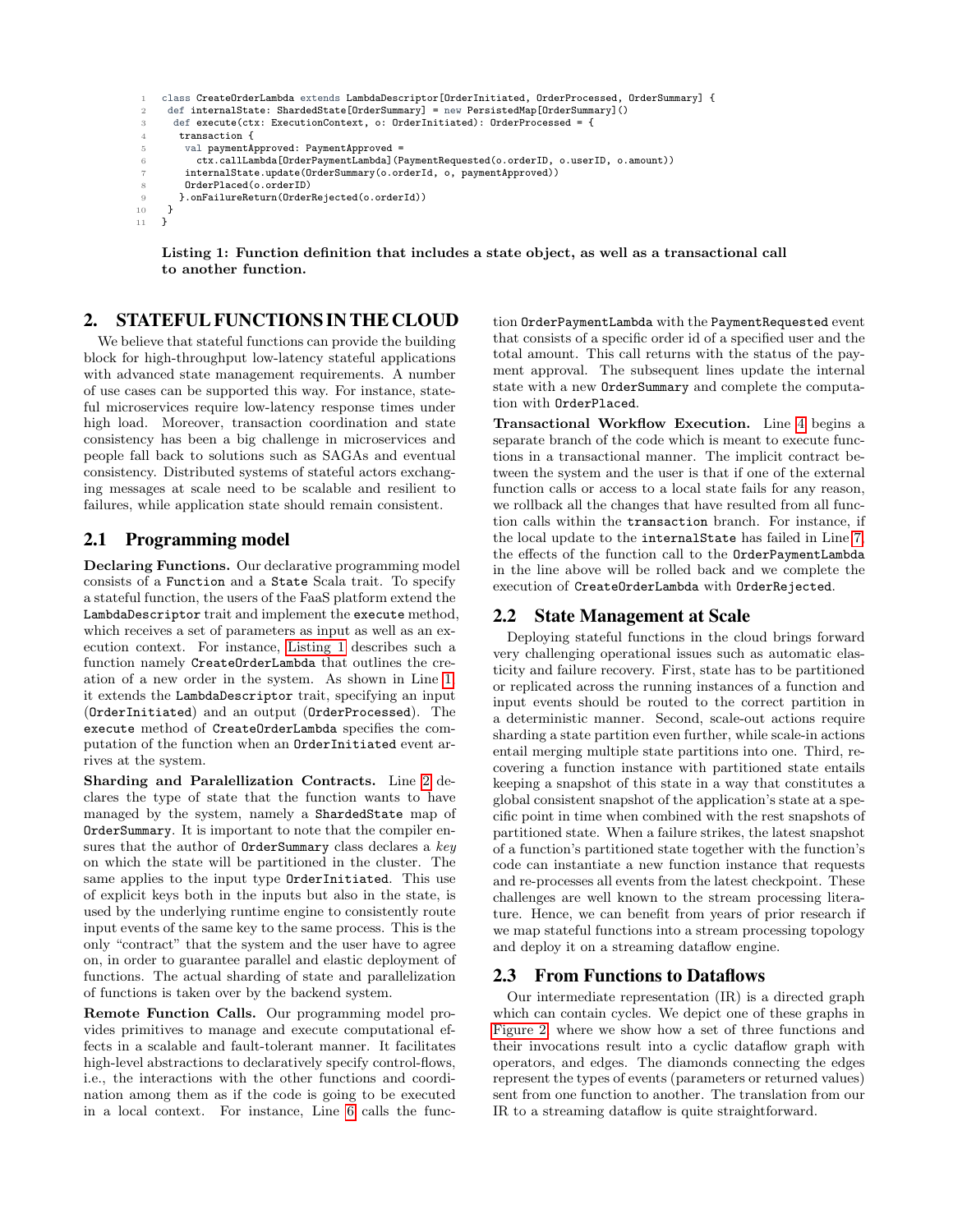```scala
class CreateOrderLambda extends LambdaDescriptor[OrderInitiated, OrderProcessed, OrderSummary] {
 def internalState: ShardedState[OrderSummary] = new PersistedMap[OrderSummary]()
  def execute(ctx: ExecutionContext, o: OrderInitiated): OrderProcessed = {
   transaction {
    val paymentApproved: PaymentApproved =
      ctx.callLambda[OrderPaymentLambda](PaymentRequested(o.orderID, o.userID, o.amount))
    internalState.update(OrderSummary(o.orderId, o, paymentApproved))
    OrderPlaced(o.orderID)
   }.onFailureReturn(OrderRejected(o.orderId))
 }
}
```

**Listing 1: Function definition that includes a state object, as well as a transactional call to another function.**

## 2. STATEFUL FUNCTIONS IN THE CLOUD

We believe that stateful functions can provide the building block for high-throughput low-latency stateful applications with advanced state management requirements. A number of use cases can be supported this way. For instance, stateful microservices require low-latency response times under high load. Moreover, transaction coordination and state consistency has been a big challenge in microservices and people fall back to solutions such as SAGAs and eventual consistency. Distributed systems of stateful actors exchanging messages at scale need to be scalable and resilient to failures, while application state should remain consistent.

### 2.1 Programming model

**Declaring Functions.** Our declarative programming model consists of a `Function` and a `State` Scala trait. To specify a stateful function, the users of the FaaS platform extend the `LambdaDescriptor` trait and implement the `execute` method, which receives a set of parameters as input as well as an execution context. For instance, Listing 1 describes such a function namely `CreateOrderLambda` that outlines the creation of a new order in the system. As shown in Line 1, it extends the `LambdaDescriptor` trait, specifying an input (`OrderInitiated`) and an output (`OrderProcessed`). The `execute` method of `CreateOrderLambda` specifies the computation of the function when an `OrderInitiated` event arrives at the system.

**Sharding and Paralellization Contracts.** Line 2 declares the type of state that the function wants to have managed by the system, namely a `ShardedState` map of `OrderSummary`. It is important to note that the compiler ensures that the author of `OrderSummary` class declares a *key* on which the state will be partitioned in the cluster. The same applies to the input type `OrderInitiated`. This use of explicit keys both in the inputs but also in the state, is used by the underlying runtime engine to consistently route input events of the same key to the same process. This is the only "contract" that the system and the user have to agree on, in order to guarantee parallel and elastic deployment of functions. The actual sharding of state and parallelization of functions is taken over by the backend system.

**Remote Function Calls.** Our programming model provides primitives to manage and execute computational effects in a scalable and fault-tolerant manner. It facilitates high-level abstractions to declaratively specify control-flows, i.e., the interactions with the other functions and coordination among them as if the code is going to be executed in a local context. For instance, Line 6 calls the function `OrderPaymentLambda` with the `PaymentRequested` event that consists of a specific order id of a specified user and the total amount. This call returns with the status of the payment approval. The subsequent lines update the internal state with a new `OrderSummary` and complete the computation with `OrderPlaced`.

**Transactional Workflow Execution.** Line 4 begins a separate branch of the code which is meant to execute functions in a transactional manner. The implicit contract between the system and the user is that if one of the external function calls or access to a local state fails for any reason, we rollback all the changes that have resulted from all function calls within the `transaction` branch. For instance, if the local update to the `internalState` has failed in Line 7, the effects of the function call to the `OrderPaymentLambda` in the line above will be rolled back and we complete the execution of `CreateOrderLambda` with `OrderRejected`.

### 2.2 State Management at Scale

Deploying stateful functions in the cloud brings forward very challenging operational issues such as automatic elasticity and failure recovery. First, state has to be partitioned or replicated across the running instances of a function and input events should be routed to the correct partition in a deterministic manner. Second, scale-out actions require sharding a state partition even further, while scale-in actions entail merging multiple state partitions into one. Third, recovering a function instance with partitioned state entails keeping a snapshot of this state in a way that constitutes a global consistent snapshot of the application's state at a specific point in time when combined with the rest snapshots of partitioned state. When a failure strikes, the latest snapshot of a function's partitioned state together with the function's code can instantiate a new function instance that requests and re-processes all events from the latest checkpoint. These challenges are well known to the stream processing literature. Hence, we can benefit from years of prior research if we map stateful functions into a stream processing topology and deploy it on a streaming dataflow engine.

### 2.3 From Functions to Dataflows

Our intermediate representation (IR) is a directed graph which can contain cycles. We depict one of these graphs in Figure 2, where we show how a set of three functions and their invocations result into a cyclic dataflow graph with operators, and edges. The diamonds connecting the edges represent the types of events (parameters or returned values) sent from one function to another. The translation from our IR to a streaming dataflow is quite straightforward.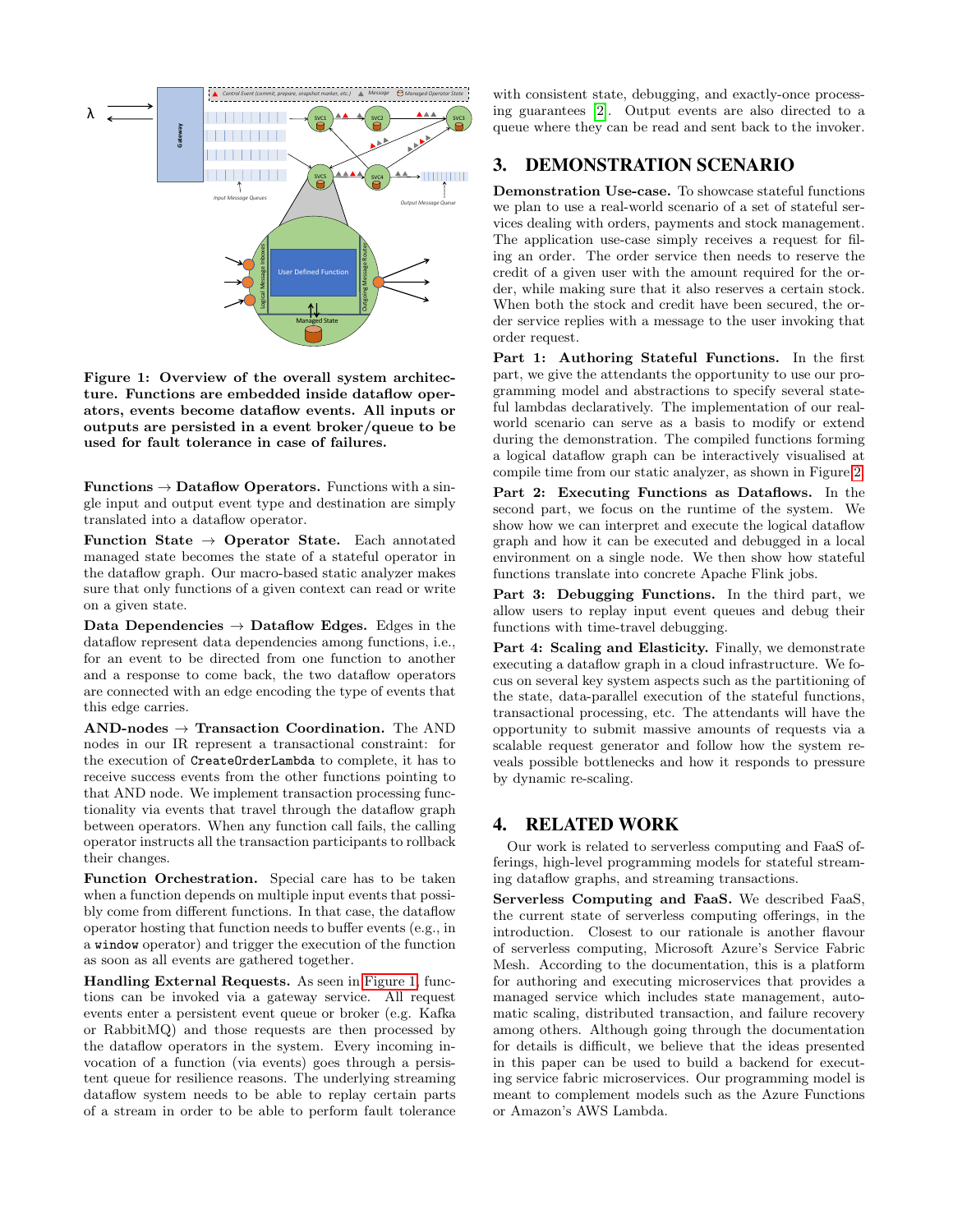**Figure 1: Overview of the overall system architecture. Functions are embedded inside dataflow operators, events become dataflow events. All inputs or outputs are persisted in a event broker/queue to be used for fault tolerance in case of failures.**

**Functions → Dataflow Operators.** Functions with a single input and output event type and destination are simply translated into a dataflow operator.

**Function State → Operator State.** Each annotated managed state becomes the state of a stateful operator in the dataflow graph. Our macro-based static analyzer makes sure that only functions of a given context can read or write on a given state.

**Data Dependencies → Dataflow Edges.** Edges in the dataflow represent data dependencies among functions, i.e., for an event to be directed from one function to another and a response to come back, the two dataflow operators are connected with an edge encoding the type of events that this edge carries.

**AND-nodes → Transaction Coordination.** The AND nodes in our IR represent a transactional constraint: for the execution of `CreateOrderLambda` to complete, it has to receive success events from the other functions pointing to that AND node. We implement transaction processing functionality via events that travel through the dataflow graph between operators. When any function call fails, the calling operator instructs all the transaction participants to rollback their changes.

**Function Orchestration.** Special care has to be taken when a function depends on multiple input events that possibly come from different functions. In that case, the dataflow operator hosting that function needs to buffer events (e.g., in a `window` operator) and trigger the execution of the function as soon as all events are gathered together.

**Handling External Requests.** As seen in Figure 1, functions can be invoked via a gateway service. All request events enter a persistent event queue or broker (e.g. Kafka or RabbitMQ) and those requests are then processed by the dataflow operators in the system. Every incoming invocation of a function (via events) goes through a persistent queue for resilience reasons. The underlying streaming dataflow system needs to be able to replay certain parts of a stream in order to be able to perform fault tolerance with consistent state, debugging, and exactly-once processing guarantees [2]. Output events are also directed to a queue where they can be read and sent back to the invoker.

## 3. DEMONSTRATION SCENARIO

**Demonstration Use-case.** To showcase stateful functions we plan to use a real-world scenario of a set of stateful services dealing with orders, payments and stock management. The application use-case simply receives a request for filing an order. The order service then needs to reserve the credit of a given user with the amount required for the order, while making sure that it also reserves a certain stock. When both the stock and credit have been secured, the order service replies with a message to the user invoking that order request.

**Part 1: Authoring Stateful Functions.** In the first part, we give the attendants the opportunity to use our programming model and abstractions to specify several stateful lambdas declaratively. The implementation of our real-world scenario can serve as a basis to modify or extend during the demonstration. The compiled functions forming a logical dataflow graph can be interactively visualised at compile time from our static analyzer, as shown in Figure 2.

**Part 2: Executing Functions as Dataflows.** In the second part, we focus on the runtime of the system. We show how we can interpret and execute the logical dataflow graph and how it can be executed and debugged in a local environment on a single node. We then show how stateful functions translate into concrete Apache Flink jobs.

**Part 3: Debugging Functions.** In the third part, we allow users to replay input event queues and debug their functions with time-travel debugging.

**Part 4: Scaling and Elasticity.** Finally, we demonstrate executing a dataflow graph in a cloud infrastructure. We focus on several key system aspects such as the partitioning of the state, data-parallel execution of the stateful functions, transactional processing, etc. The attendants will have the opportunity to submit massive amounts of requests via a scalable request generator and follow how the system reveals possible bottlenecks and how it responds to pressure by dynamic re-scaling.

## 4. RELATED WORK

Our work is related to serverless computing and FaaS offerings, high-level programming models for stateful streaming dataflow graphs, and streaming transactions.

**Serverless Computing and FaaS.** We described FaaS, the current state of serverless computing offerings, in the introduction. Closest to our rationale is another flavour of serverless computing, Microsoft Azure's Service Fabric Mesh. According to the documentation, this is a platform for authoring and executing microservices that provides a managed service which includes state management, automatic scaling, distributed transaction, and failure recovery among others. Although going through the documentation for details is difficult, we believe that the ideas presented in this paper can be used to build a backend for executing service fabric microservices. Our programming model is meant to complement models such as the Azure Functions or Amazon's AWS Lambda.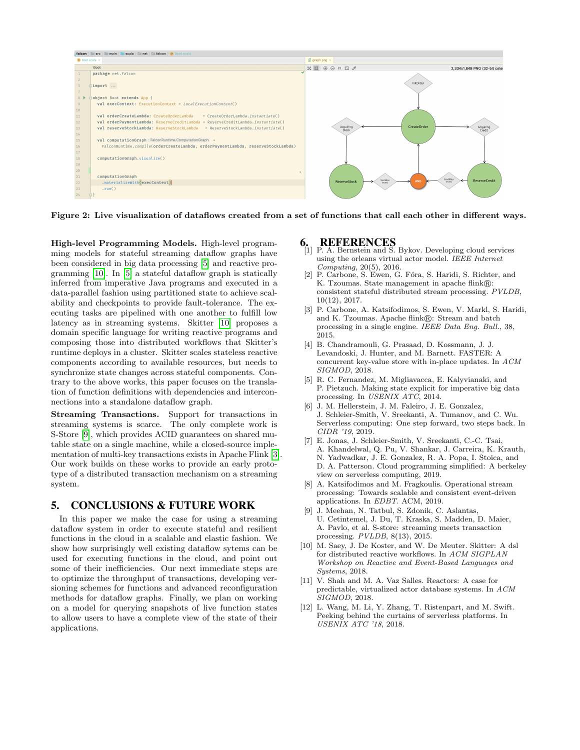```scala
package net.falcon

import ...

object Boot extends App {
  val execContext: ExecutionContext = LocalExecutionContext()

  val orderCreateLambda: CreateOrderLambda    = CreateOrderLambda.instantiate()
  val orderPaymentLambda: ReserveCreditLambda = ReserveCreditLambda.instantiate()
  val reserveStockLambda: ReserveStockLambda  = ReserveStockLambda.instantiate()

  val computationGraph : FalconRuntime.ComputationGraph =
    FalconRuntime.compile(orderCreateLambda, orderPaymentLambda, reserveStockLambda)

  computationGraph.visualize()


  computationGraph
    .materializeWith(execContext)
    .run()
}
```

InitOrder

CreateOrder

Acquiring Stock

Acquiring Credit

ReserveStock

AND

ReserveCredit

**Figure 2: Live visualization of dataflows created from a set of functions that call each other in different ways.**

**High-level Programming Models.** High-level programming models for stateful streaming dataflow graphs have been considered in big data processing [5] and reactive programming [10]. In [5] a stateful dataflow graph is statically inferred from imperative Java programs and executed in a data-parallel fashion using partitioned state to achieve scalability and checkpoints to provide fault-tolerance. The executing tasks are pipelined with one another to fulfill low latency as in streaming systems. Skitter [10] proposes a domain specific language for writing reactive programs and composing those into distributed workflows that Skitter's runtime deploys in a cluster. Skitter scales stateless reactive components according to available resources, but needs to synchronize state changes across stateful components. Contrary to the above works, this paper focuses on the translation of function definitions with dependencies and interconnections into a standalone dataflow graph.

**Streaming Transactions.** Support for transactions in streaming systems is scarce. The only complete work is S-Store [9], which provides ACID guarantees on shared mutable state on a single machine, while a closed-source implementation of multi-key transactions exists in Apache Flink [3]. Our work builds on these works to provide an early prototype of a distributed transaction mechanism on a streaming system.

## 5. CONCLUSIONS & FUTURE WORK

In this paper we make the case for using a streaming dataflow system in order to execute stateful and resilient functions in the cloud in a scalable and elastic fashion. We show how surprisingly well existing dataflow sytems can be used for executing functions in the cloud, and point out some of their inefficiencies. Our next immediate steps are to optimize the throughput of transactions, developing versioning schemes for functions and advanced reconfiguration methods for dataflow graphs. Finally, we plan on working on a model for querying snapshots of live function states to allow users to have a complete view of the state of their applications.

## 6. REFERENCES

[1] P. A. Bernstein and S. Bykov. Developing cloud services using the orleans virtual actor model. *IEEE Internet Computing*, 20(5), 2016.

[2] P. Carbone, S. Ewen, G. Fóra, S. Haridi, S. Richter, and K. Tzoumas. State management in apache flink®: consistent stateful distributed stream processing. *PVLDB*, 10(12), 2017.

[3] P. Carbone, A. Katsifodimos, S. Ewen, V. Markl, S. Haridi, and K. Tzoumas. Apache flink®: Stream and batch processing in a single engine. *IEEE Data Eng. Bull.*, 38, 2015.

[4] B. Chandramouli, G. Prasaad, D. Kossmann, J. J. Levandoski, J. Hunter, and M. Barnett. FASTER: A concurrent key-value store with in-place updates. In *ACM SIGMOD*, 2018.

[5] R. C. Fernandez, M. Migliavacca, E. Kalyvianaki, and P. Pietzuch. Making state explicit for imperative big data processing. In *USENIX ATC*, 2014.

[6] J. M. Hellerstein, J. M. Faleiro, J. E. Gonzalez, J. Schleier-Smith, V. Sreekanti, A. Tumanov, and C. Wu. Serverless computing: One step forward, two steps back. In *CIDR '19*, 2019.

[7] E. Jonas, J. Schleier-Smith, V. Sreekanti, C.-C. Tsai, A. Khandelwal, Q. Pu, V. Shankar, J. Carreira, K. Krauth, N. Yadwadkar, J. E. Gonzalez, R. A. Popa, I. Stoica, and D. A. Patterson. Cloud programming simplified: A berkeley view on serverless computing, 2019.

[8] A. Katsifodimos and M. Fragkoulis. Operational stream processing: Towards scalable and consistent event-driven applications. In *EDBT*. ACM, 2019.

[9] J. Meehan, N. Tatbul, S. Zdonik, C. Aslantas, U. Cetintemel, J. Du, T. Kraska, S. Madden, D. Maier, A. Pavlo, et al. S-store: streaming meets transaction processing. *PVLDB*, 8(13), 2015.

[10] M. Saey, J. De Koster, and W. De Meuter. Skitter: A dsl for distributed reactive workflows. In *ACM SIGPLAN Workshop on Reactive and Event-Based Languages and Systems*, 2018.

[11] V. Shah and M. A. Vaz Salles. Reactors: A case for predictable, virtualized actor database systems. In *ACM SIGMOD*, 2018.

[12] L. Wang, M. Li, Y. Zhang, T. Ristenpart, and M. Swift. Peeking behind the curtains of serverless platforms. In *USENIX ATC '18*, 2018.